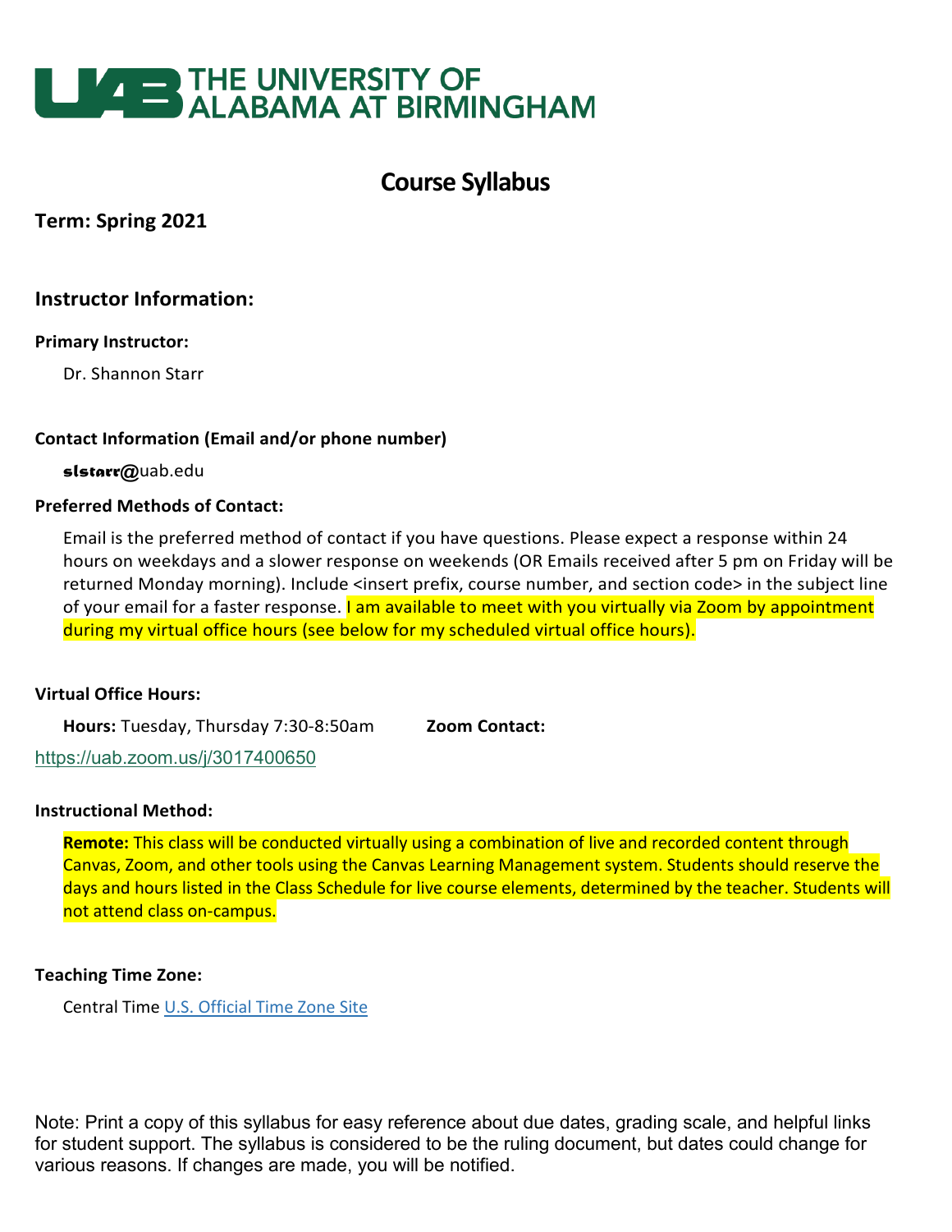THE UNIVERSITY OF ALABAMA AT BIRMINGHAM

# Course Syllabus

## Term: Spring 2021

## Instructor Information:

**Primary Instructor:**

Dr. Shannon Starr

**Contact Information (Email and/or phone number)**

slstarr@uab.edu

**Preferred Methods of Contact:**

Email is the preferred method of contact if you have questions. Please expect a response within 24 hours on weekdays and a slower response on weekends (OR Emails received after 5 pm on Friday will be returned Monday morning). Include <insert prefix, course number, and section code> in the subject line of your email for a faster response. I am available to meet with you virtually via Zoom by appointment during my virtual office hours (see below for my scheduled virtual office hours).

**Virtual Office Hours:**

**Hours:** Tuesday, Thursday 7:30-8:50am **Zoom Contact:**

https://uab.zoom.us/j/3017400650

**Instructional Method:**

**Remote:** This class will be conducted virtually using a combination of live and recorded content through Canvas, Zoom, and other tools using the Canvas Learning Management system. Students should reserve the days and hours listed in the Class Schedule for live course elements, determined by the teacher. Students will not attend class on-campus.

**Teaching Time Zone:**

Central Time [U.S. Official Time Zone Site]

Note: Print a copy of this syllabus for easy reference about due dates, grading scale, and helpful links for student support. The syllabus is considered to be the ruling document, but dates could change for various reasons. If changes are made, you will be notified.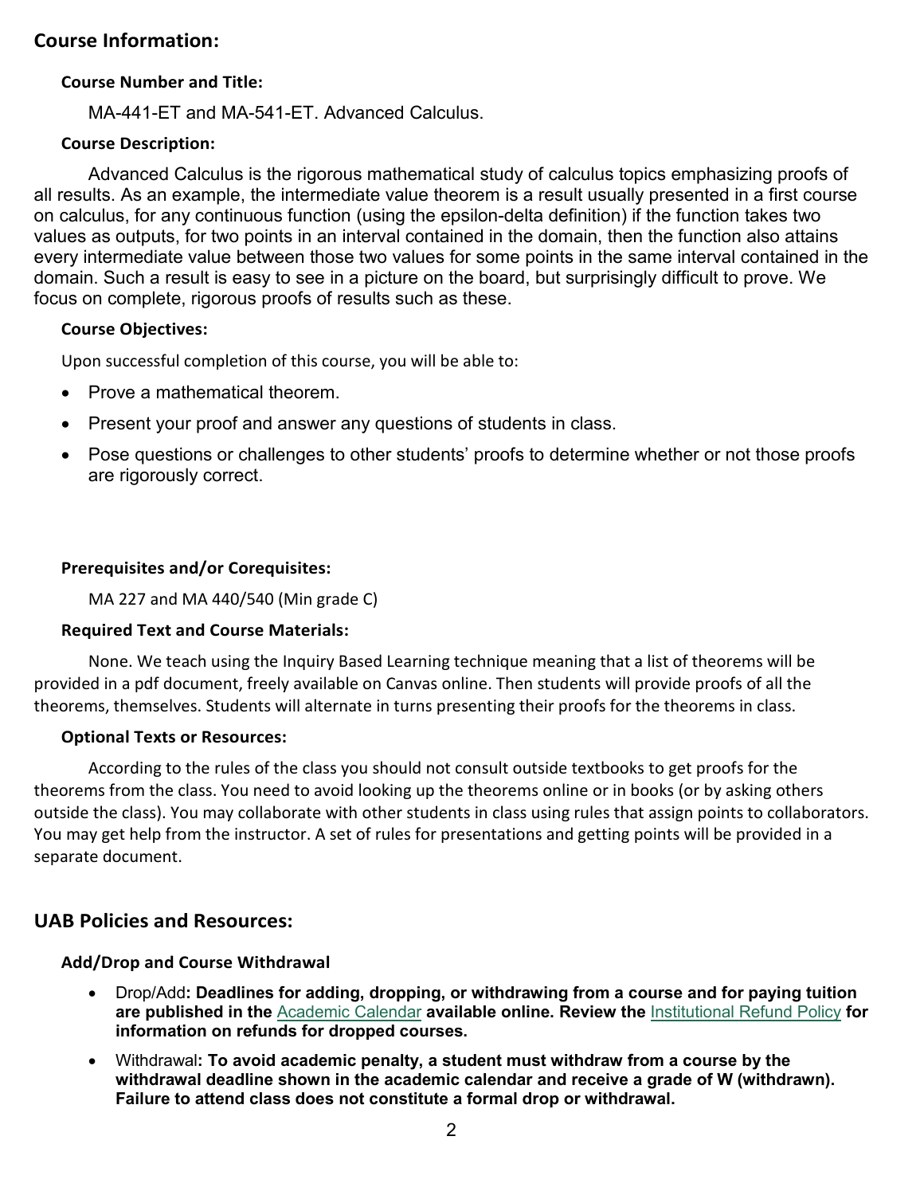## Course Information:

### Course Number and Title:

MA-441-ET and MA-541-ET. Advanced Calculus.

### Course Description:

Advanced Calculus is the rigorous mathematical study of calculus topics emphasizing proofs of all results. As an example, the intermediate value theorem is a result usually presented in a first course on calculus, for any continuous function (using the epsilon-delta definition) if the function takes two values as outputs, for two points in an interval contained in the domain, then the function also attains every intermediate value between those two values for some points in the same interval contained in the domain. Such a result is easy to see in a picture on the board, but surprisingly difficult to prove. We focus on complete, rigorous proofs of results such as these.

### Course Objectives:

Upon successful completion of this course, you will be able to:

- Prove a mathematical theorem.
- Present your proof and answer any questions of students in class.
- Pose questions or challenges to other students' proofs to determine whether or not those proofs are rigorously correct.

### Prerequisites and/or Corequisites:

MA 227 and MA 440/540 (Min grade C)

### Required Text and Course Materials:

None. We teach using the Inquiry Based Learning technique meaning that a list of theorems will be provided in a pdf document, freely available on Canvas online. Then students will provide proofs of all the theorems, themselves. Students will alternate in turns presenting their proofs for the theorems in class.

### Optional Texts or Resources:

According to the rules of the class you should not consult outside textbooks to get proofs for the theorems from the class. You need to avoid looking up the theorems online or in books (or by asking others outside the class). You may collaborate with other students in class using rules that assign points to collaborators. You may get help from the instructor. A set of rules for presentations and getting points will be provided in a separate document.

## UAB Policies and Resources:

### Add/Drop and Course Withdrawal

- Drop/Add**: Deadlines for adding, dropping, or withdrawing from a course and for paying tuition are published in the** Academic Calendar **available online. Review the** Institutional Refund Policy **for information on refunds for dropped courses.**
- Withdrawal**: To avoid academic penalty, a student must withdraw from a course by the withdrawal deadline shown in the academic calendar and receive a grade of W (withdrawn). Failure to attend class does not constitute a formal drop or withdrawal.**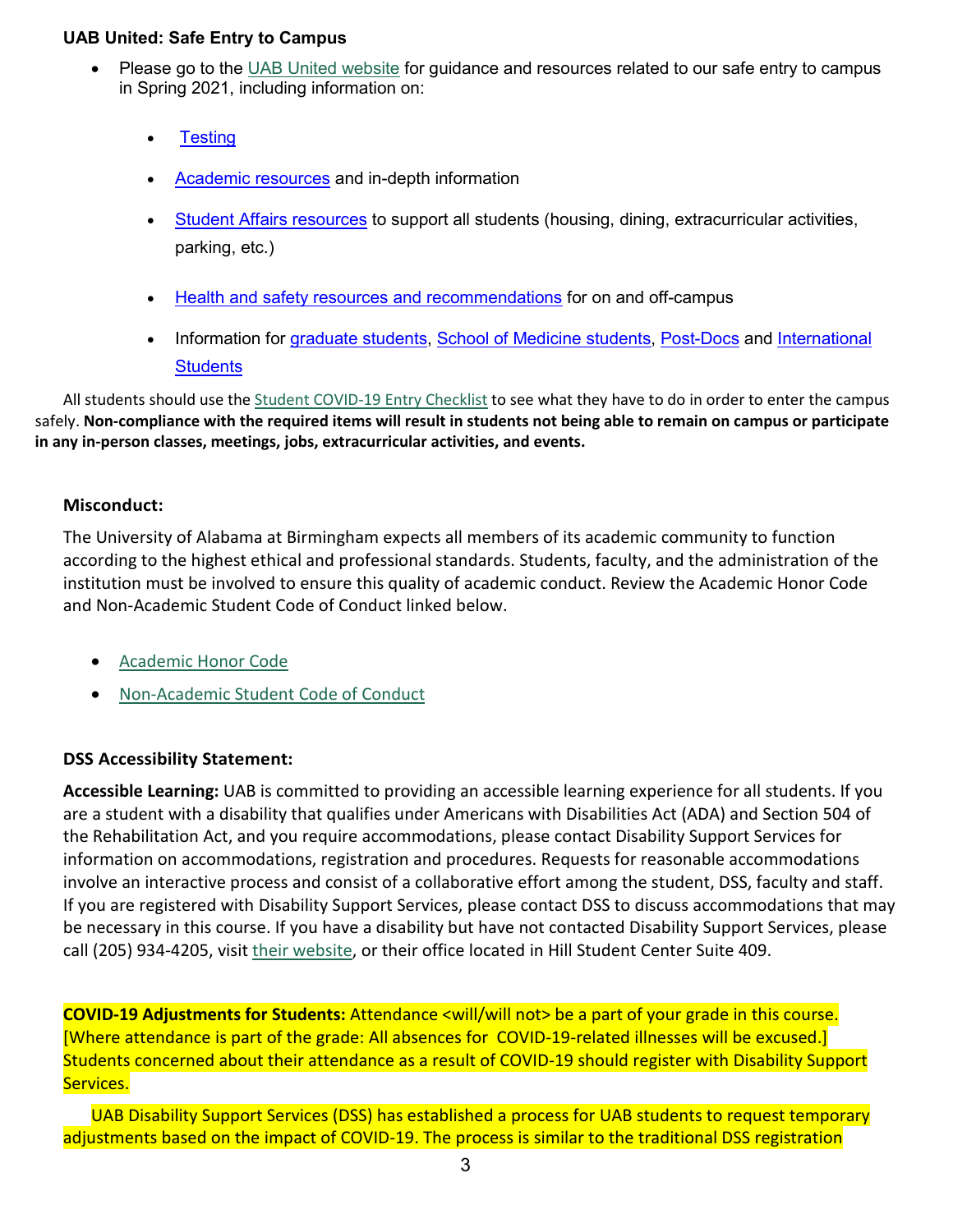**UAB United: Safe Entry to Campus**

- Please go to the UAB United website for guidance and resources related to our safe entry to campus in Spring 2021, including information on:
  - Testing
  - Academic resources and in-depth information
  - Student Affairs resources to support all students (housing, dining, extracurricular activities, parking, etc.)
  - Health and safety resources and recommendations for on and off-campus
  - Information for graduate students, School of Medicine students, Post-Docs and International Students

All students should use the Student COVID-19 Entry Checklist to see what they have to do in order to enter the campus safely. **Non-compliance with the required items will result in students not being able to remain on campus or participate in any in-person classes, meetings, jobs, extracurricular activities, and events.**

**Misconduct:**

The University of Alabama at Birmingham expects all members of its academic community to function according to the highest ethical and professional standards. Students, faculty, and the administration of the institution must be involved to ensure this quality of academic conduct. Review the Academic Honor Code and Non-Academic Student Code of Conduct linked below.

- Academic Honor Code
- Non-Academic Student Code of Conduct

**DSS Accessibility Statement:**

**Accessible Learning:** UAB is committed to providing an accessible learning experience for all students. If you are a student with a disability that qualifies under Americans with Disabilities Act (ADA) and Section 504 of the Rehabilitation Act, and you require accommodations, please contact Disability Support Services for information on accommodations, registration and procedures. Requests for reasonable accommodations involve an interactive process and consist of a collaborative effort among the student, DSS, faculty and staff. If you are registered with Disability Support Services, please contact DSS to discuss accommodations that may be necessary in this course. If you have a disability but have not contacted Disability Support Services, please call (205) 934-4205, visit their website, or their office located in Hill Student Center Suite 409.

**COVID-19 Adjustments for Students:** Attendance <will/will not> be a part of your grade in this course. [Where attendance is part of the grade: All absences for COVID-19-related illnesses will be excused.] Students concerned about their attendance as a result of COVID-19 should register with Disability Support Services.

UAB Disability Support Services (DSS) has established a process for UAB students to request temporary adjustments based on the impact of COVID-19. The process is similar to the traditional DSS registration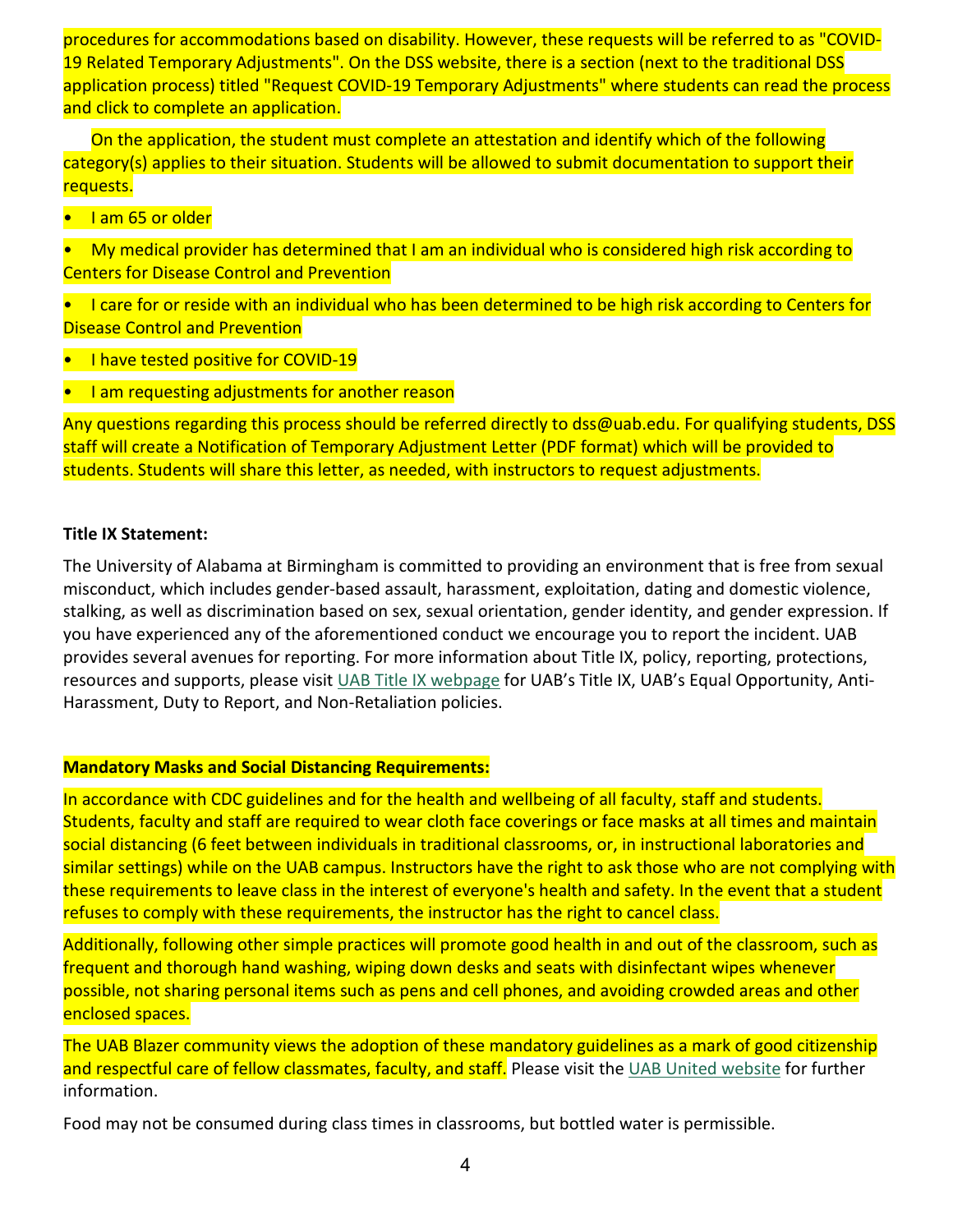procedures for accommodations based on disability. However, these requests will be referred to as "COVID-19 Related Temporary Adjustments". On the DSS website, there is a section (next to the traditional DSS application process) titled "Request COVID-19 Temporary Adjustments" where students can read the process and click to complete an application.

On the application, the student must complete an attestation and identify which of the following category(s) applies to their situation. Students will be allowed to submit documentation to support their requests.

- I am 65 or older
- My medical provider has determined that I am an individual who is considered high risk according to Centers for Disease Control and Prevention
- I care for or reside with an individual who has been determined to be high risk according to Centers for Disease Control and Prevention
- I have tested positive for COVID-19
- I am requesting adjustments for another reason

Any questions regarding this process should be referred directly to dss@uab.edu. For qualifying students, DSS staff will create a Notification of Temporary Adjustment Letter (PDF format) which will be provided to students. Students will share this letter, as needed, with instructors to request adjustments.

**Title IX Statement:**

The University of Alabama at Birmingham is committed to providing an environment that is free from sexual misconduct, which includes gender-based assault, harassment, exploitation, dating and domestic violence, stalking, as well as discrimination based on sex, sexual orientation, gender identity, and gender expression. If you have experienced any of the aforementioned conduct we encourage you to report the incident. UAB provides several avenues for reporting. For more information about Title IX, policy, reporting, protections, resources and supports, please visit UAB Title IX webpage for UAB's Title IX, UAB's Equal Opportunity, Anti-Harassment, Duty to Report, and Non-Retaliation policies.

**Mandatory Masks and Social Distancing Requirements:**

In accordance with CDC guidelines and for the health and wellbeing of all faculty, staff and students. Students, faculty and staff are required to wear cloth face coverings or face masks at all times and maintain social distancing (6 feet between individuals in traditional classrooms, or, in instructional laboratories and similar settings) while on the UAB campus. Instructors have the right to ask those who are not complying with these requirements to leave class in the interest of everyone's health and safety. In the event that a student refuses to comply with these requirements, the instructor has the right to cancel class.

Additionally, following other simple practices will promote good health in and out of the classroom, such as frequent and thorough hand washing, wiping down desks and seats with disinfectant wipes whenever possible, not sharing personal items such as pens and cell phones, and avoiding crowded areas and other enclosed spaces.

The UAB Blazer community views the adoption of these mandatory guidelines as a mark of good citizenship and respectful care of fellow classmates, faculty, and staff. Please visit the UAB United website for further information.

Food may not be consumed during class times in classrooms, but bottled water is permissible.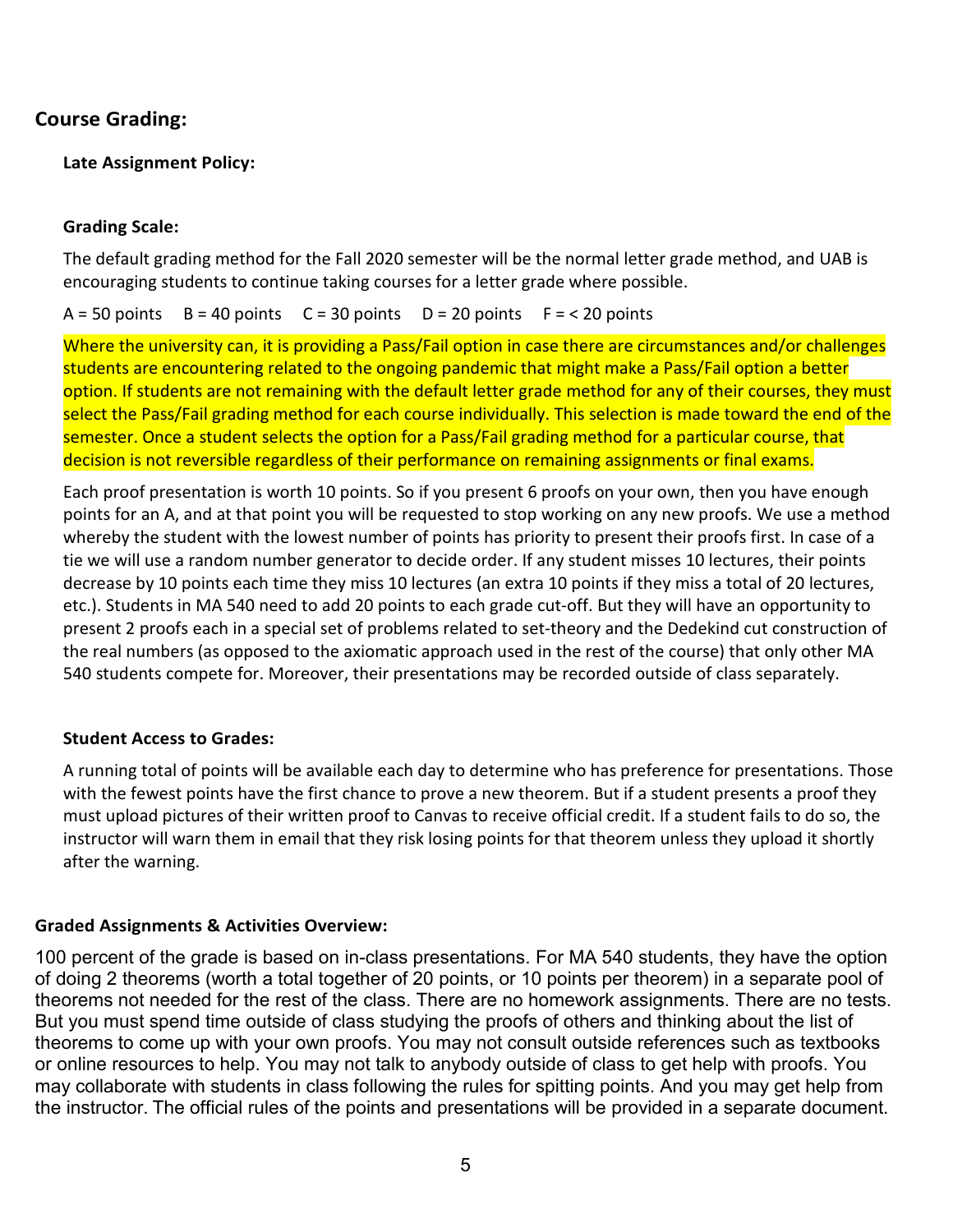## Course Grading:

### Late Assignment Policy:

### Grading Scale:

The default grading method for the Fall 2020 semester will be the normal letter grade method, and UAB is encouraging students to continue taking courses for a letter grade where possible.

A = 50 points B = 40 points C = 30 points D = 20 points F = < 20 points

Where the university can, it is providing a Pass/Fail option in case there are circumstances and/or challenges students are encountering related to the ongoing pandemic that might make a Pass/Fail option a better option. If students are not remaining with the default letter grade method for any of their courses, they must select the Pass/Fail grading method for each course individually. This selection is made toward the end of the semester. Once a student selects the option for a Pass/Fail grading method for a particular course, that decision is not reversible regardless of their performance on remaining assignments or final exams.

Each proof presentation is worth 10 points. So if you present 6 proofs on your own, then you have enough points for an A, and at that point you will be requested to stop working on any new proofs. We use a method whereby the student with the lowest number of points has priority to present their proofs first. In case of a tie we will use a random number generator to decide order. If any student misses 10 lectures, their points decrease by 10 points each time they miss 10 lectures (an extra 10 points if they miss a total of 20 lectures, etc.). Students in MA 540 need to add 20 points to each grade cut-off. But they will have an opportunity to present 2 proofs each in a special set of problems related to set-theory and the Dedekind cut construction of the real numbers (as opposed to the axiomatic approach used in the rest of the course) that only other MA 540 students compete for. Moreover, their presentations may be recorded outside of class separately.

### Student Access to Grades:

A running total of points will be available each day to determine who has preference for presentations. Those with the fewest points have the first chance to prove a new theorem. But if a student presents a proof they must upload pictures of their written proof to Canvas to receive official credit. If a student fails to do so, the instructor will warn them in email that they risk losing points for that theorem unless they upload it shortly after the warning.

## Graded Assignments & Activities Overview:

100 percent of the grade is based on in-class presentations. For MA 540 students, they have the option of doing 2 theorems (worth a total together of 20 points, or 10 points per theorem) in a separate pool of theorems not needed for the rest of the class. There are no homework assignments. There are no tests. But you must spend time outside of class studying the proofs of others and thinking about the list of theorems to come up with your own proofs. You may not consult outside references such as textbooks or online resources to help. You may not talk to anybody outside of class to get help with proofs. You may collaborate with students in class following the rules for spitting points. And you may get help from the instructor. The official rules of the points and presentations will be provided in a separate document.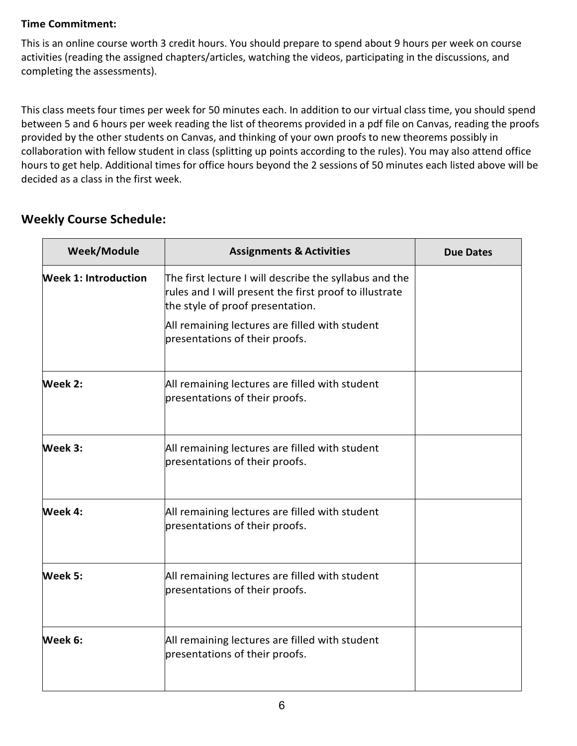**Time Commitment:**

This is an online course worth 3 credit hours. You should prepare to spend about 9 hours per week on course activities (reading the assigned chapters/articles, watching the videos, participating in the discussions, and completing the assessments).

This class meets four times per week for 50 minutes each. In addition to our virtual class time, you should spend between 5 and 6 hours per week reading the list of theorems provided in a pdf file on Canvas, reading the proofs provided by the other students on Canvas, and thinking of your own proofs to new theorems possibly in collaboration with fellow student in class (splitting up points according to the rules). You may also attend office hours to get help. Additional times for office hours beyond the 2 sessions of 50 minutes each listed above will be decided as a class in the first week.

## Weekly Course Schedule:

| Week/Module | Assignments & Activities | Due Dates |
|---|---|---|
| **Week 1: Introduction** | The first lecture I will describe the syllabus and the rules and I will present the first proof to illustrate the style of proof presentation.<br>All remaining lectures are filled with student presentations of their proofs. | |
| **Week 2:** | All remaining lectures are filled with student presentations of their proofs. | |
| **Week 3:** | All remaining lectures are filled with student presentations of their proofs. | |
| **Week 4:** | All remaining lectures are filled with student presentations of their proofs. | |
| **Week 5:** | All remaining lectures are filled with student presentations of their proofs. | |
| **Week 6:** | All remaining lectures are filled with student presentations of their proofs. | |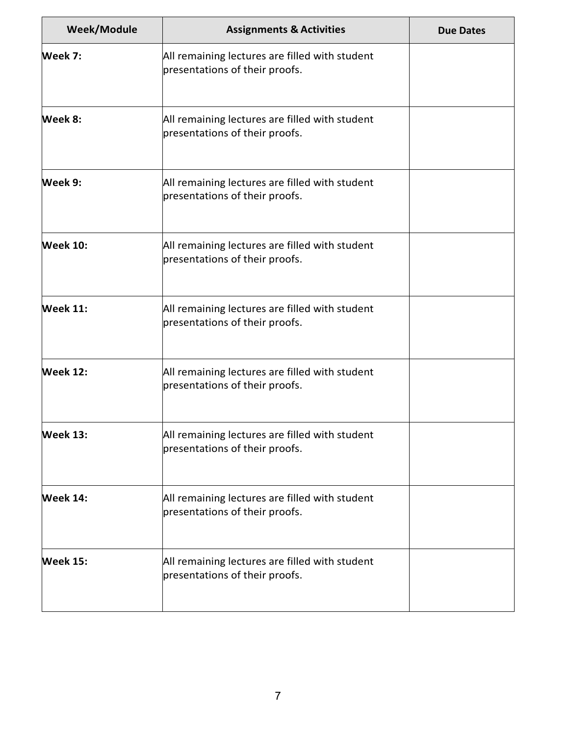| Week/Module | Assignments & Activities | Due Dates |
| --- | --- | --- |
| **Week 7:** | All remaining lectures are filled with student presentations of their proofs. | |
| **Week 8:** | All remaining lectures are filled with student presentations of their proofs. | |
| **Week 9:** | All remaining lectures are filled with student presentations of their proofs. | |
| **Week 10:** | All remaining lectures are filled with student presentations of their proofs. | |
| **Week 11:** | All remaining lectures are filled with student presentations of their proofs. | |
| **Week 12:** | All remaining lectures are filled with student presentations of their proofs. | |
| **Week 13:** | All remaining lectures are filled with student presentations of their proofs. | |
| **Week 14:** | All remaining lectures are filled with student presentations of their proofs. | |
| **Week 15:** | All remaining lectures are filled with student presentations of their proofs. | |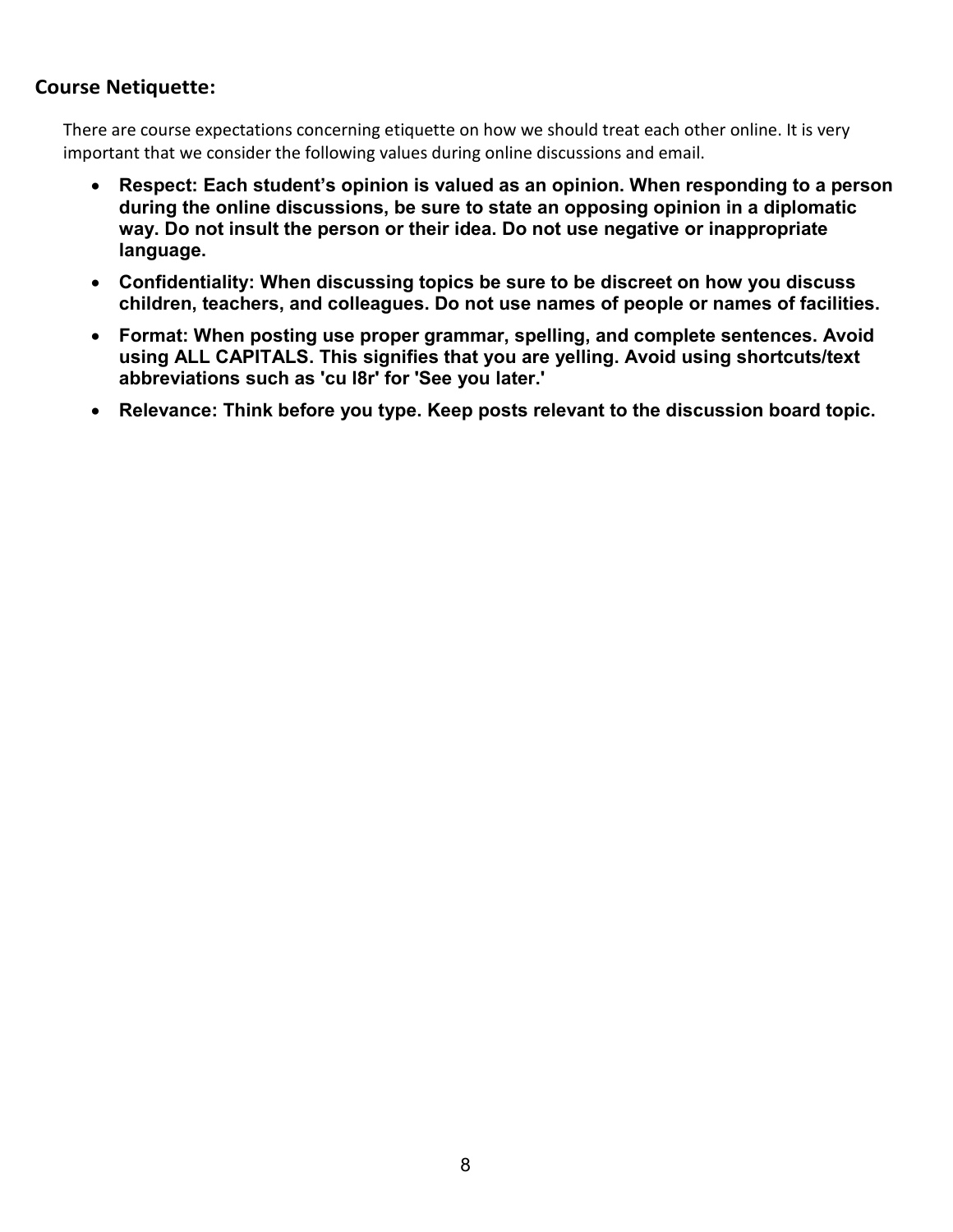## Course Netiquette:

There are course expectations concerning etiquette on how we should treat each other online. It is very important that we consider the following values during online discussions and email.

- **Respect: Each student's opinion is valued as an opinion. When responding to a person during the online discussions, be sure to state an opposing opinion in a diplomatic way. Do not insult the person or their idea. Do not use negative or inappropriate language.**
- **Confidentiality: When discussing topics be sure to be discreet on how you discuss children, teachers, and colleagues. Do not use names of people or names of facilities.**
- **Format: When posting use proper grammar, spelling, and complete sentences. Avoid using ALL CAPITALS. This signifies that you are yelling. Avoid using shortcuts/text abbreviations such as 'cu l8r' for 'See you later.'**
- **Relevance: Think before you type. Keep posts relevant to the discussion board topic.**